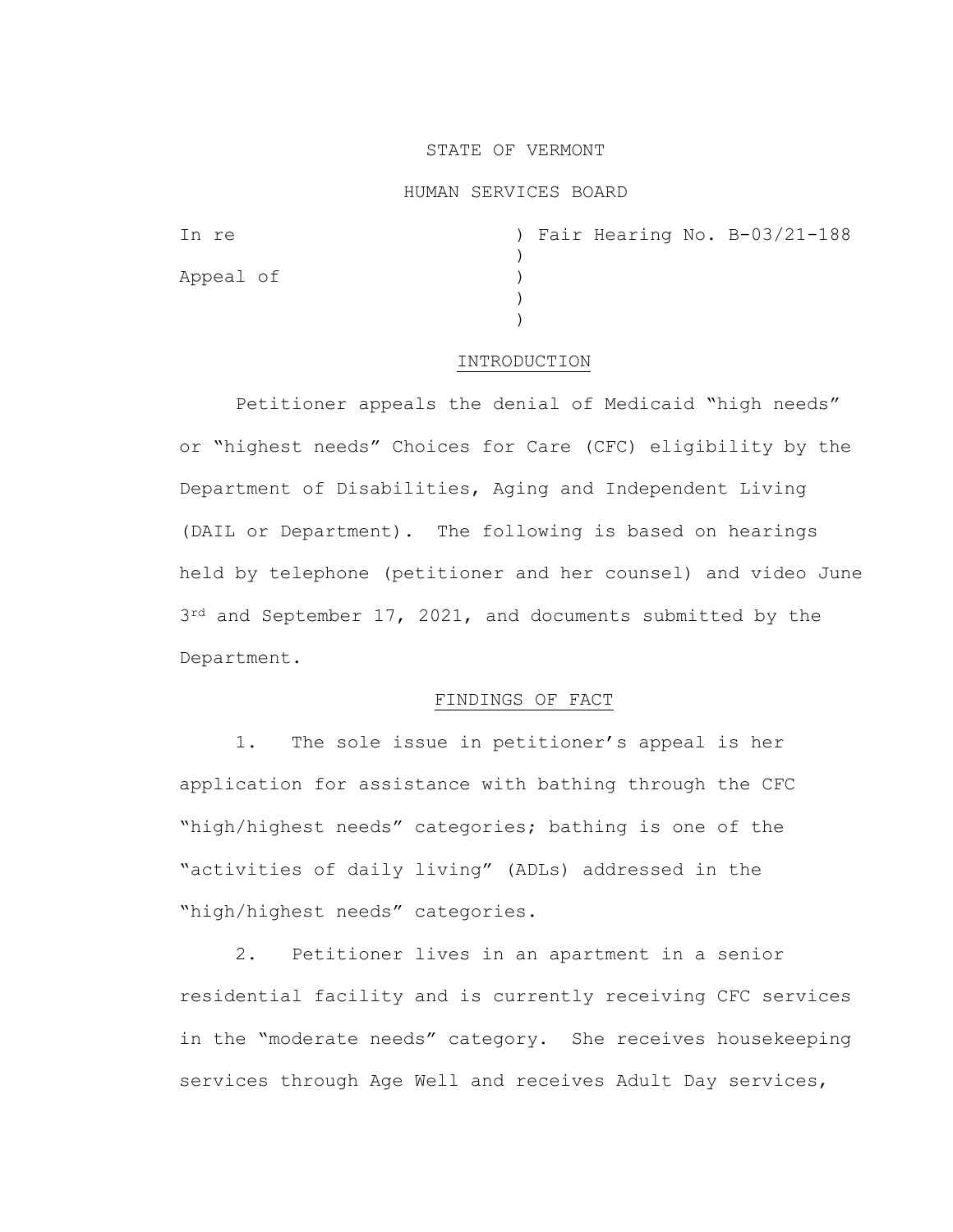STATE OF VERMONT

HUMAN SERVICES BOARD

In re ) Fair Hearing No. B-03/21-188
)
Appeal of )
)
)

## INTRODUCTION

Petitioner appeals the denial of Medicaid “high needs” or “highest needs” Choices for Care (CFC) eligibility by the Department of Disabilities, Aging and Independent Living (DAIL or Department). The following is based on hearings held by telephone (petitioner and her counsel) and video June 3rd and September 17, 2021, and documents submitted by the Department.

## FINDINGS OF FACT

1. The sole issue in petitioner’s appeal is her application for assistance with bathing through the CFC “high/highest needs” categories; bathing is one of the “activities of daily living” (ADLs) addressed in the “high/highest needs” categories.

2. Petitioner lives in an apartment in a senior residential facility and is currently receiving CFC services in the “moderate needs” category. She receives housekeeping services through Age Well and receives Adult Day services,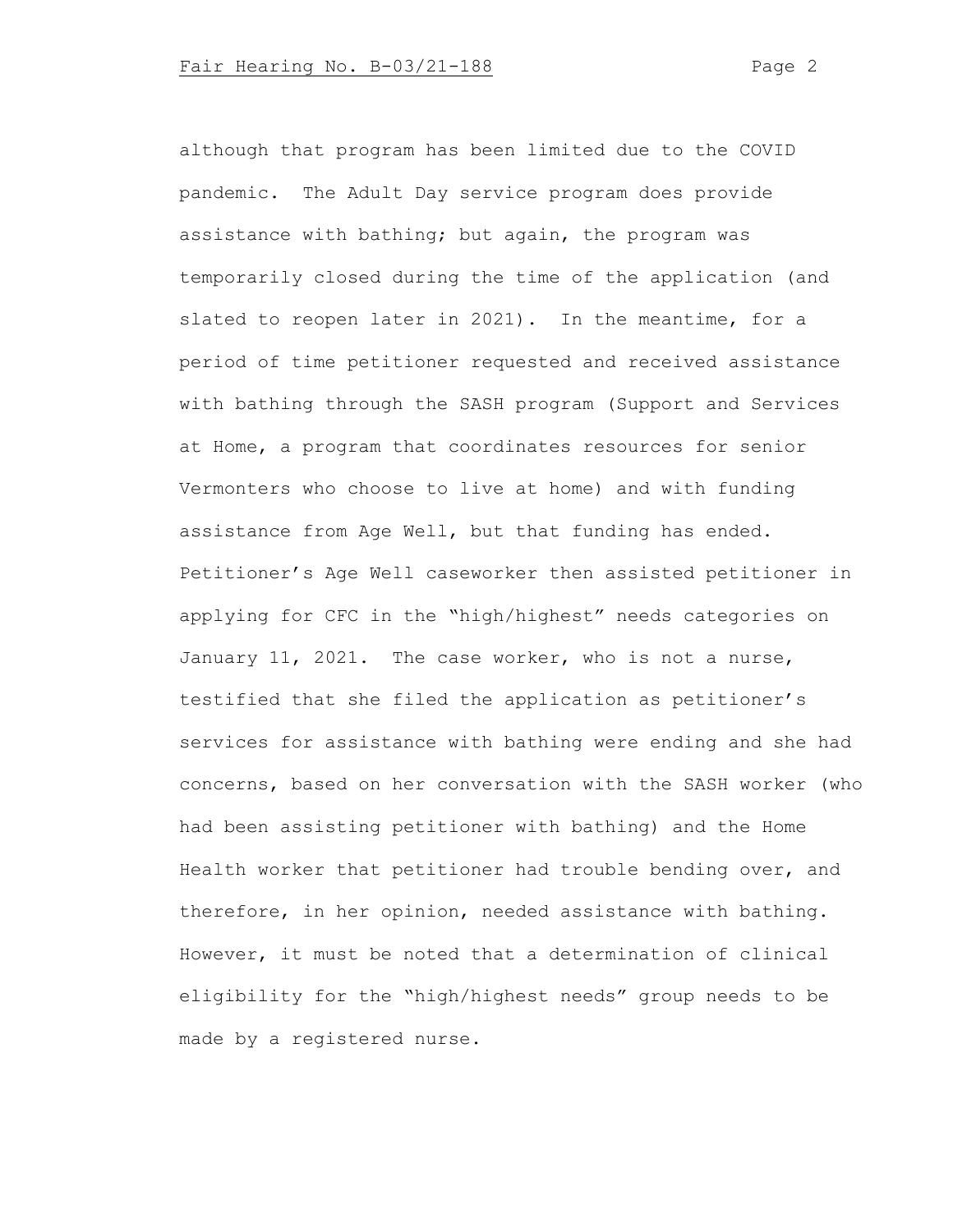although that program has been limited due to the COVID pandemic. The Adult Day service program does provide assistance with bathing; but again, the program was temporarily closed during the time of the application (and slated to reopen later in 2021). In the meantime, for a period of time petitioner requested and received assistance with bathing through the SASH program (Support and Services at Home, a program that coordinates resources for senior Vermonters who choose to live at home) and with funding assistance from Age Well, but that funding has ended. Petitioner's Age Well caseworker then assisted petitioner in applying for CFC in the "high/highest" needs categories on January 11, 2021. The case worker, who is not a nurse, testified that she filed the application as petitioner's services for assistance with bathing were ending and she had concerns, based on her conversation with the SASH worker (who had been assisting petitioner with bathing) and the Home Health worker that petitioner had trouble bending over, and therefore, in her opinion, needed assistance with bathing. However, it must be noted that a determination of clinical eligibility for the "high/highest needs" group needs to be made by a registered nurse.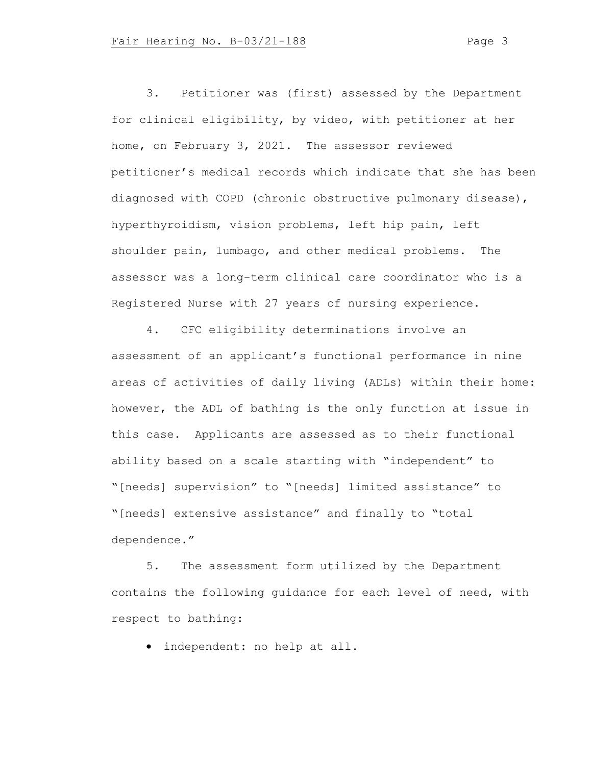3. Petitioner was (first) assessed by the Department for clinical eligibility, by video, with petitioner at her home, on February 3, 2021. The assessor reviewed petitioner's medical records which indicate that she has been diagnosed with COPD (chronic obstructive pulmonary disease), hyperthyroidism, vision problems, left hip pain, left shoulder pain, lumbago, and other medical problems. The assessor was a long-term clinical care coordinator who is a Registered Nurse with 27 years of nursing experience.

4. CFC eligibility determinations involve an assessment of an applicant's functional performance in nine areas of activities of daily living (ADLs) within their home: however, the ADL of bathing is the only function at issue in this case. Applicants are assessed as to their functional ability based on a scale starting with "independent" to "[needs] supervision" to "[needs] limited assistance" to "[needs] extensive assistance" and finally to "total dependence."

5. The assessment form utilized by the Department contains the following guidance for each level of need, with respect to bathing:

- independent: no help at all.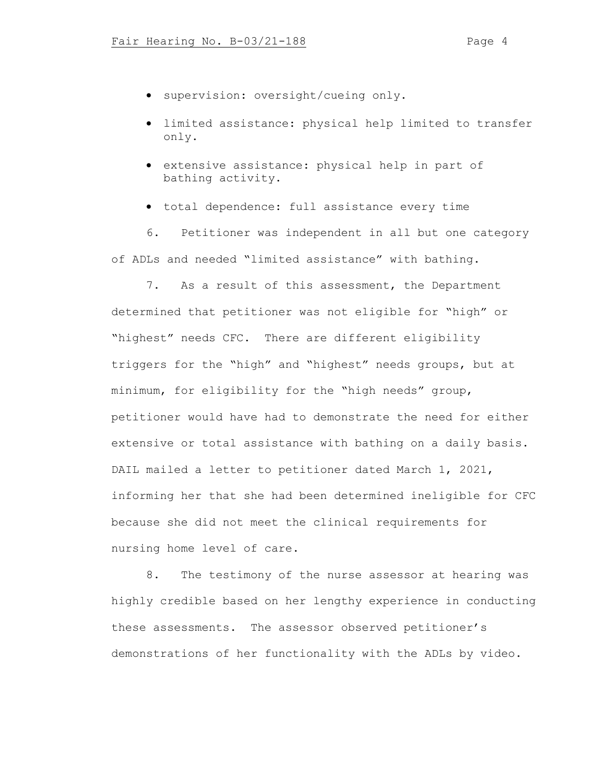- supervision: oversight/cueing only.
- limited assistance: physical help limited to transfer only.
- extensive assistance: physical help in part of bathing activity.
- total dependence: full assistance every time

6. Petitioner was independent in all but one category of ADLs and needed "limited assistance" with bathing.

7. As a result of this assessment, the Department determined that petitioner was not eligible for "high" or "highest" needs CFC. There are different eligibility triggers for the "high" and "highest" needs groups, but at minimum, for eligibility for the "high needs" group, petitioner would have had to demonstrate the need for either extensive or total assistance with bathing on a daily basis. DAIL mailed a letter to petitioner dated March 1, 2021, informing her that she had been determined ineligible for CFC because she did not meet the clinical requirements for nursing home level of care.

8. The testimony of the nurse assessor at hearing was highly credible based on her lengthy experience in conducting these assessments. The assessor observed petitioner's demonstrations of her functionality with the ADLs by video.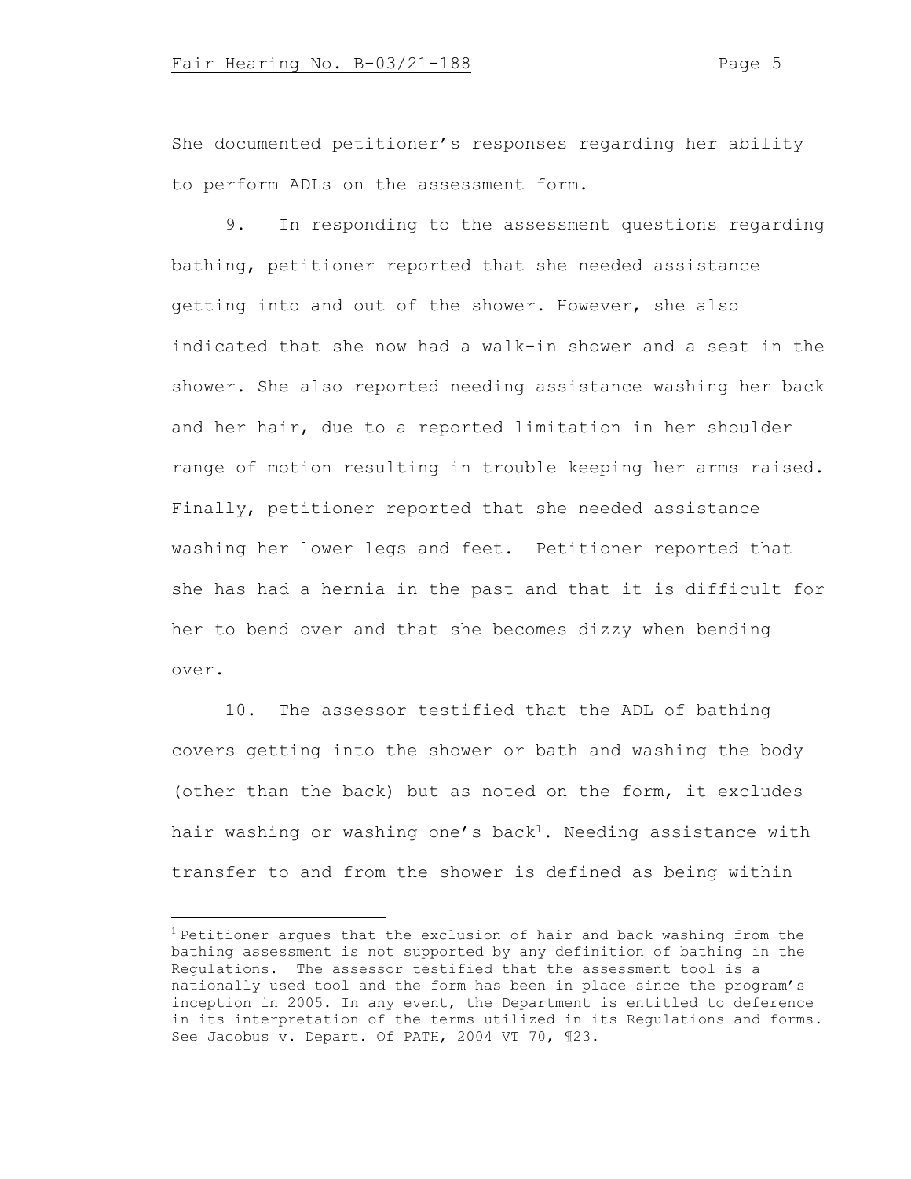She documented petitioner's responses regarding her ability to perform ADLs on the assessment form.

9. In responding to the assessment questions regarding bathing, petitioner reported that she needed assistance getting into and out of the shower. However, she also indicated that she now had a walk-in shower and a seat in the shower. She also reported needing assistance washing her back and her hair, due to a reported limitation in her shoulder range of motion resulting in trouble keeping her arms raised. Finally, petitioner reported that she needed assistance washing her lower legs and feet. Petitioner reported that she has had a hernia in the past and that it is difficult for her to bend over and that she becomes dizzy when bending over.

10. The assessor testified that the ADL of bathing covers getting into the shower or bath and washing the body (other than the back) but as noted on the form, it excludes hair washing or washing one's back[1]. Needing assistance with transfer to and from the shower is defined as being within

[1] Petitioner argues that the exclusion of hair and back washing from the bathing assessment is not supported by any definition of bathing in the Regulations. The assessor testified that the assessment tool is a nationally used tool and the form has been in place since the program's inception in 2005. In any event, the Department is entitled to deference in its interpretation of the terms utilized in its Regulations and forms. See Jacobus v. Depart. Of PATH, 2004 VT 70, ¶23.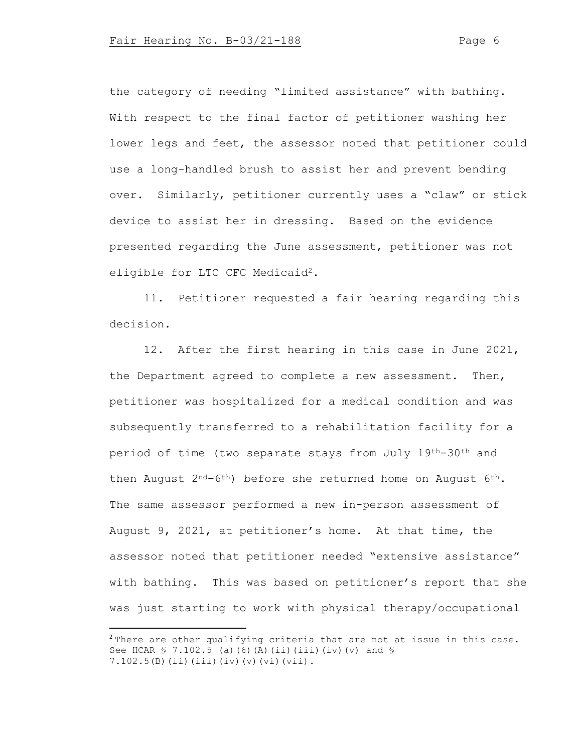the category of needing "limited assistance" with bathing. With respect to the final factor of petitioner washing her lower legs and feet, the assessor noted that petitioner could use a long-handled brush to assist her and prevent bending over. Similarly, petitioner currently uses a "claw" or stick device to assist her in dressing. Based on the evidence presented regarding the June assessment, petitioner was not eligible for LTC CFC Medicaid[2].

11. Petitioner requested a fair hearing regarding this decision.

12. After the first hearing in this case in June 2021, the Department agreed to complete a new assessment. Then, petitioner was hospitalized for a medical condition and was subsequently transferred to a rehabilitation facility for a period of time (two separate stays from July 19th-30th and then August 2nd-6th) before she returned home on August 6th. The same assessor performed a new in-person assessment of August 9, 2021, at petitioner's home. At that time, the assessor noted that petitioner needed "extensive assistance" with bathing. This was based on petitioner's report that she was just starting to work with physical therapy/occupational

---

[2] There are other qualifying criteria that are not at issue in this case. See HCAR § 7.102.5 (a)(6)(A)(ii)(iii)(iv)(v) and § 7.102.5(B)(ii)(iii)(iv)(v)(vi)(vii).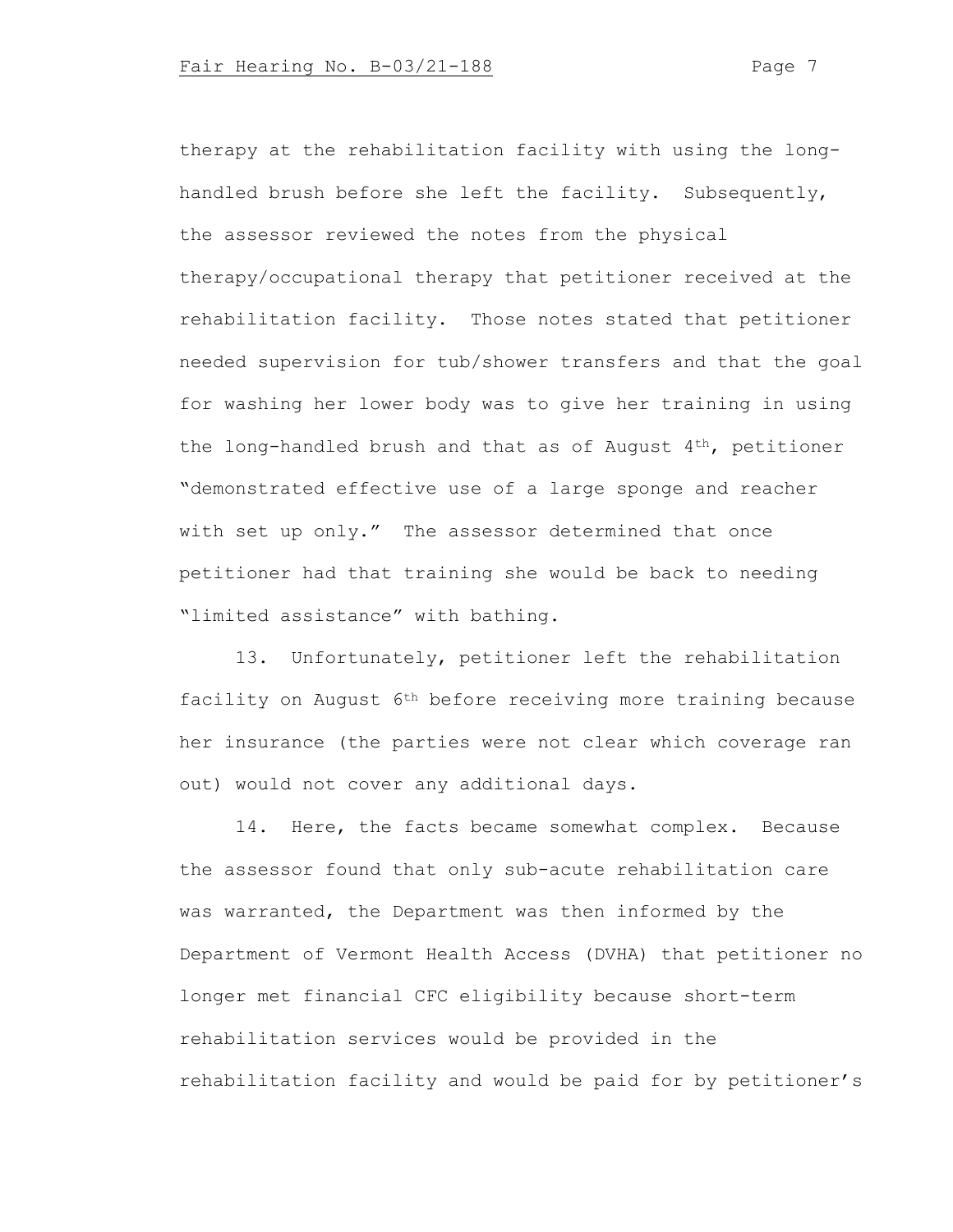therapy at the rehabilitation facility with using the long-handled brush before she left the facility. Subsequently, the assessor reviewed the notes from the physical therapy/occupational therapy that petitioner received at the rehabilitation facility. Those notes stated that petitioner needed supervision for tub/shower transfers and that the goal for washing her lower body was to give her training in using the long-handled brush and that as of August 4th, petitioner "demonstrated effective use of a large sponge and reacher with set up only." The assessor determined that once petitioner had that training she would be back to needing "limited assistance" with bathing.

13. Unfortunately, petitioner left the rehabilitation facility on August 6th before receiving more training because her insurance (the parties were not clear which coverage ran out) would not cover any additional days.

14. Here, the facts became somewhat complex. Because the assessor found that only sub-acute rehabilitation care was warranted, the Department was then informed by the Department of Vermont Health Access (DVHA) that petitioner no longer met financial CFC eligibility because short-term rehabilitation services would be provided in the rehabilitation facility and would be paid for by petitioner's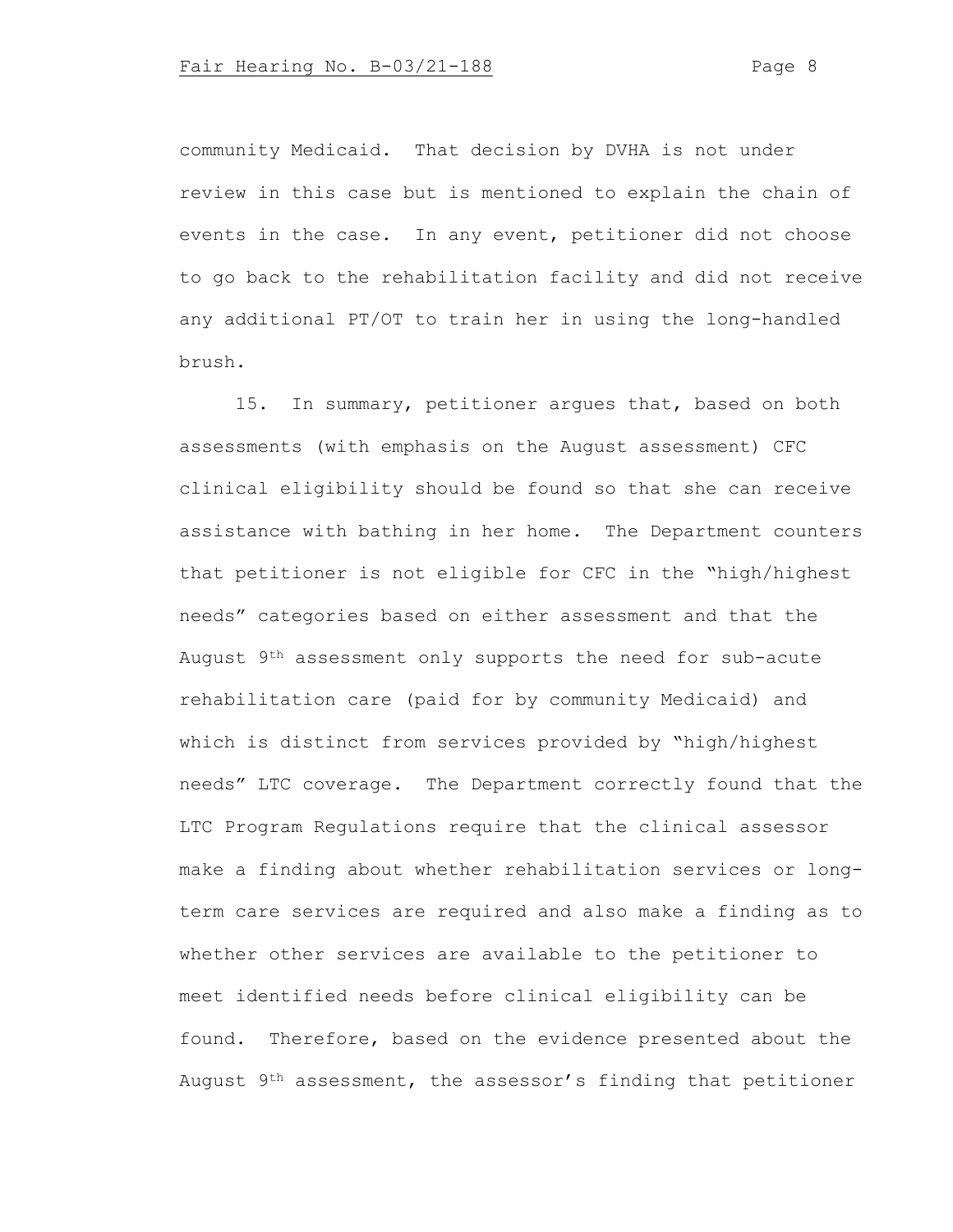community Medicaid. That decision by DVHA is not under review in this case but is mentioned to explain the chain of events in the case. In any event, petitioner did not choose to go back to the rehabilitation facility and did not receive any additional PT/OT to train her in using the long-handled brush.

15. In summary, petitioner argues that, based on both assessments (with emphasis on the August assessment) CFC clinical eligibility should be found so that she can receive assistance with bathing in her home. The Department counters that petitioner is not eligible for CFC in the "high/highest needs" categories based on either assessment and that the August 9th assessment only supports the need for sub-acute rehabilitation care (paid for by community Medicaid) and which is distinct from services provided by "high/highest needs" LTC coverage. The Department correctly found that the LTC Program Regulations require that the clinical assessor make a finding about whether rehabilitation services or long-term care services are required and also make a finding as to whether other services are available to the petitioner to meet identified needs before clinical eligibility can be found. Therefore, based on the evidence presented about the August 9th assessment, the assessor's finding that petitioner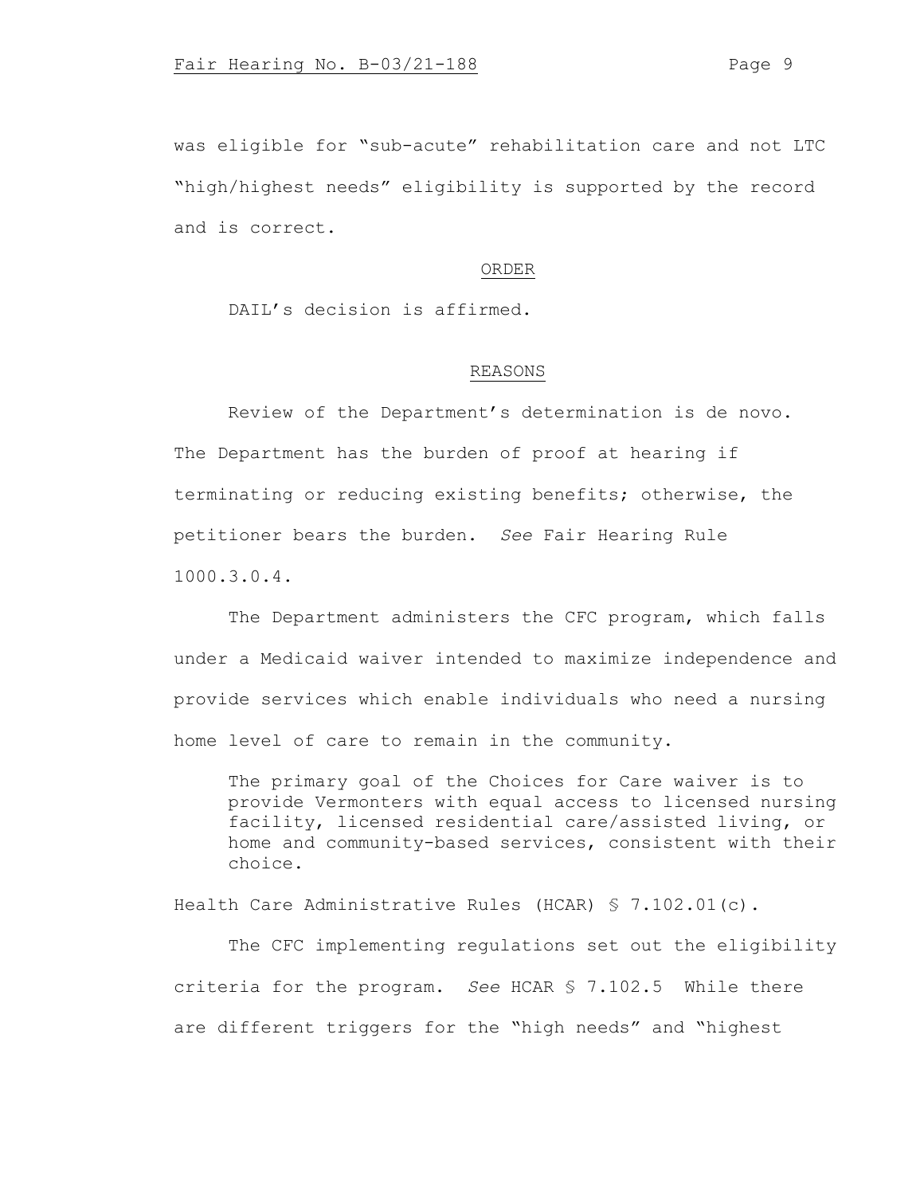was eligible for "sub-acute" rehabilitation care and not LTC "high/highest needs" eligibility is supported by the record and is correct.

## ORDER

DAIL's decision is affirmed.

## REASONS

Review of the Department's determination is de novo. The Department has the burden of proof at hearing if terminating or reducing existing benefits; otherwise, the petitioner bears the burden. *See* Fair Hearing Rule 1000.3.0.4.

The Department administers the CFC program, which falls under a Medicaid waiver intended to maximize independence and provide services which enable individuals who need a nursing home level of care to remain in the community.

> The primary goal of the Choices for Care waiver is to provide Vermonters with equal access to licensed nursing facility, licensed residential care/assisted living, or home and community-based services, consistent with their choice.

Health Care Administrative Rules (HCAR) § 7.102.01(c).

The CFC implementing regulations set out the eligibility criteria for the program. *See* HCAR § 7.102.5 While there are different triggers for the "high needs" and "highest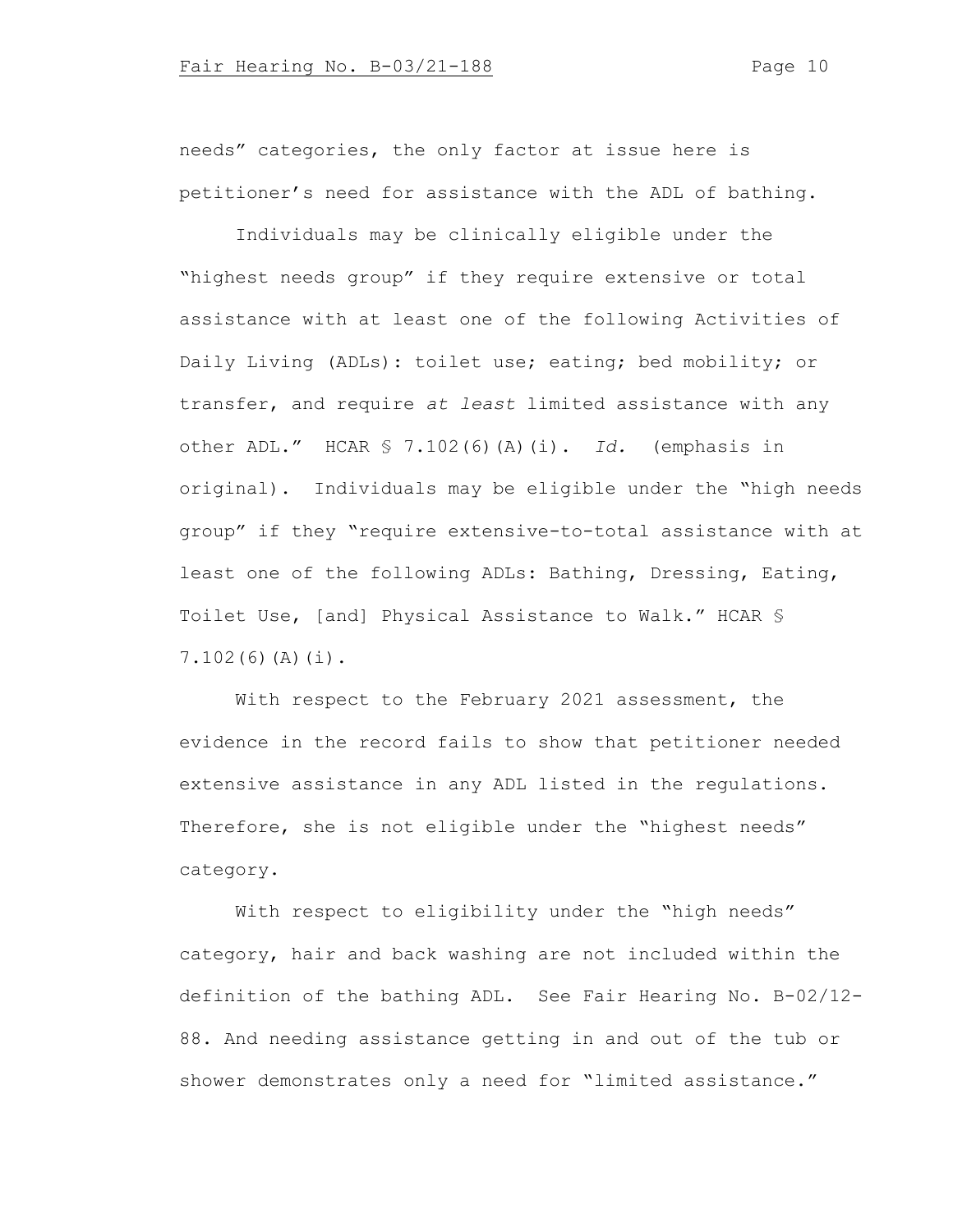needs" categories, the only factor at issue here is petitioner's need for assistance with the ADL of bathing.

Individuals may be clinically eligible under the "highest needs group" if they require extensive or total assistance with at least one of the following Activities of Daily Living (ADLs): toilet use; eating; bed mobility; or transfer, and require *at least* limited assistance with any other ADL." HCAR § 7.102(6)(A)(i). *Id.* (emphasis in original). Individuals may be eligible under the "high needs group" if they "require extensive-to-total assistance with at least one of the following ADLs: Bathing, Dressing, Eating, Toilet Use, [and] Physical Assistance to Walk." HCAR § 7.102(6)(A)(i).

With respect to the February 2021 assessment, the evidence in the record fails to show that petitioner needed extensive assistance in any ADL listed in the regulations. Therefore, she is not eligible under the "highest needs" category.

With respect to eligibility under the "high needs" category, hair and back washing are not included within the definition of the bathing ADL. See Fair Hearing No. B-02/12-88. And needing assistance getting in and out of the tub or shower demonstrates only a need for "limited assistance."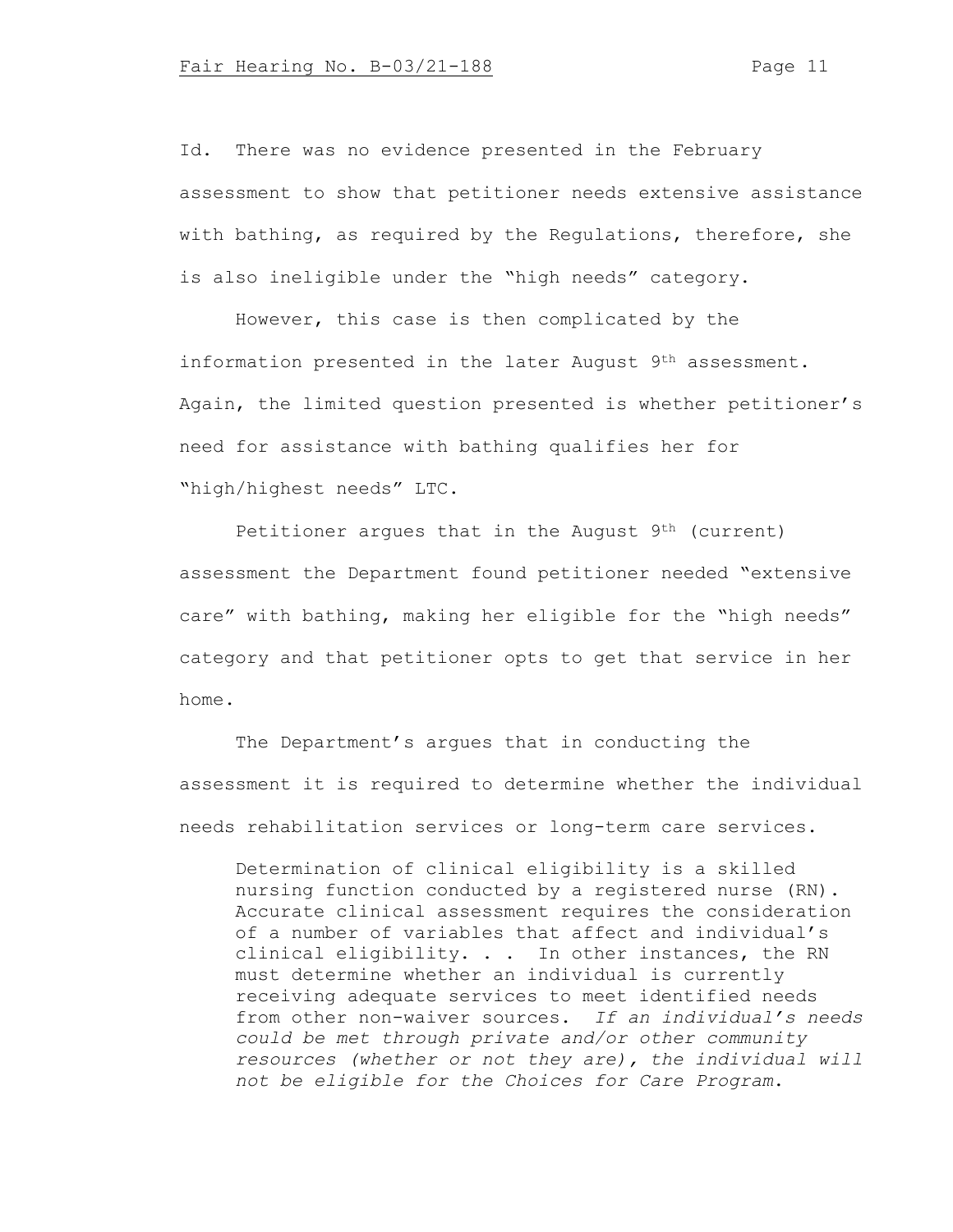Id. There was no evidence presented in the February assessment to show that petitioner needs extensive assistance with bathing, as required by the Regulations, therefore, she is also ineligible under the "high needs" category.

However, this case is then complicated by the information presented in the later August 9th assessment. Again, the limited question presented is whether petitioner's need for assistance with bathing qualifies her for "high/highest needs" LTC.

Petitioner argues that in the August 9th (current) assessment the Department found petitioner needed "extensive care" with bathing, making her eligible for the "high needs" category and that petitioner opts to get that service in her home.

The Department's argues that in conducting the assessment it is required to determine whether the individual needs rehabilitation services or long-term care services.

> Determination of clinical eligibility is a skilled nursing function conducted by a registered nurse (RN). Accurate clinical assessment requires the consideration of a number of variables that affect and individual's clinical eligibility. . . In other instances, the RN must determine whether an individual is currently receiving adequate services to meet identified needs from other non-waiver sources. *If an individual's needs could be met through private and/or other community resources (whether or not they are), the individual will not be eligible for the Choices for Care Program.*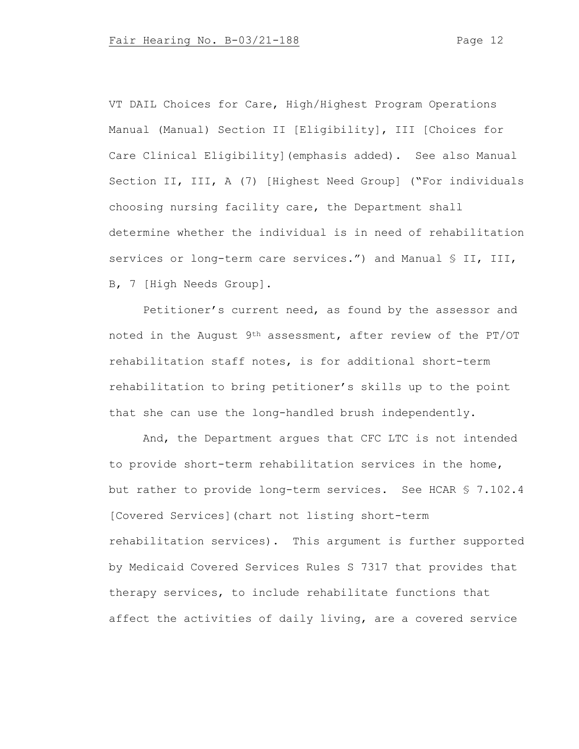VT DAIL Choices for Care, High/Highest Program Operations Manual (Manual) Section II [Eligibility], III [Choices for Care Clinical Eligibility](emphasis added). See also Manual Section II, III, A (7) [Highest Need Group] ("For individuals choosing nursing facility care, the Department shall determine whether the individual is in need of rehabilitation services or long-term care services.") and Manual § II, III, B, 7 [High Needs Group].

Petitioner's current need, as found by the assessor and noted in the August 9th assessment, after review of the PT/OT rehabilitation staff notes, is for additional short-term rehabilitation to bring petitioner's skills up to the point that she can use the long-handled brush independently.

And, the Department argues that CFC LTC is not intended to provide short-term rehabilitation services in the home, but rather to provide long-term services. See HCAR § 7.102.4 [Covered Services](chart not listing short-term rehabilitation services). This argument is further supported by Medicaid Covered Services Rules S 7317 that provides that therapy services, to include rehabilitate functions that affect the activities of daily living, are a covered service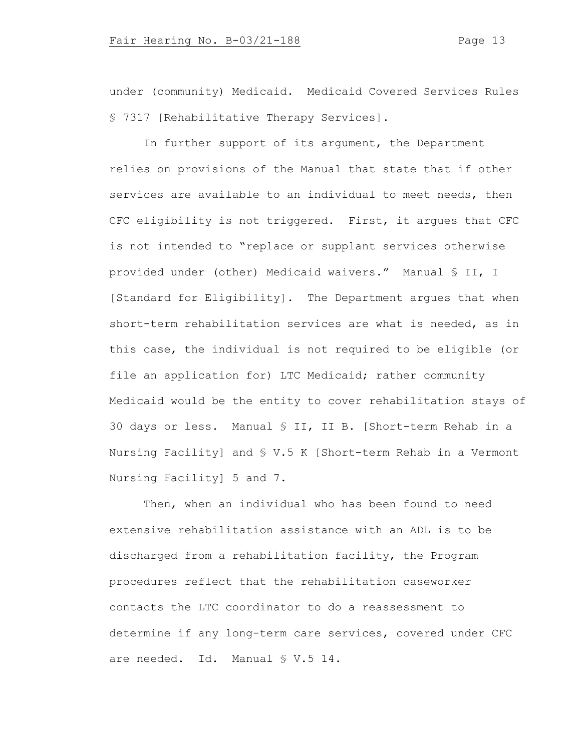under (community) Medicaid. Medicaid Covered Services Rules § 7317 [Rehabilitative Therapy Services].

In further support of its argument, the Department relies on provisions of the Manual that state that if other services are available to an individual to meet needs, then CFC eligibility is not triggered. First, it argues that CFC is not intended to "replace or supplant services otherwise provided under (other) Medicaid waivers." Manual § II, I [Standard for Eligibility]. The Department argues that when short-term rehabilitation services are what is needed, as in this case, the individual is not required to be eligible (or file an application for) LTC Medicaid; rather community Medicaid would be the entity to cover rehabilitation stays of 30 days or less. Manual § II, II B. [Short-term Rehab in a Nursing Facility] and § V.5 K [Short-term Rehab in a Vermont Nursing Facility] 5 and 7.

Then, when an individual who has been found to need extensive rehabilitation assistance with an ADL is to be discharged from a rehabilitation facility, the Program procedures reflect that the rehabilitation caseworker contacts the LTC coordinator to do a reassessment to determine if any long-term care services, covered under CFC are needed. Id. Manual § V.5 14.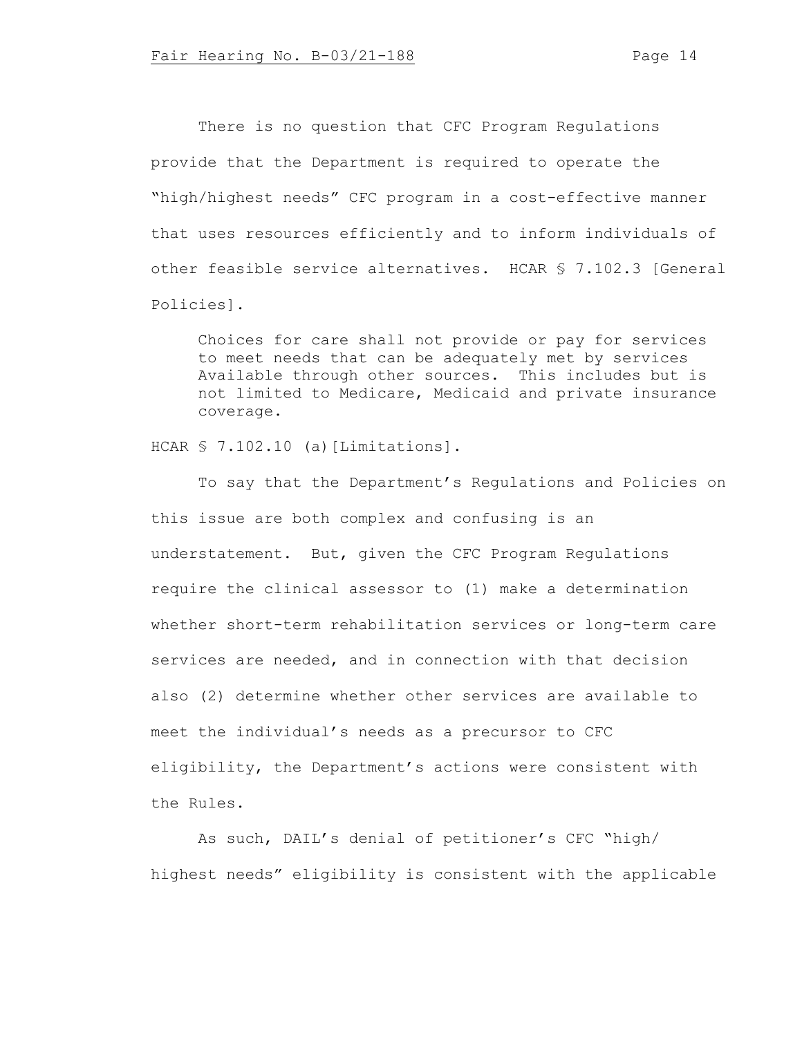There is no question that CFC Program Regulations provide that the Department is required to operate the "high/highest needs" CFC program in a cost-effective manner that uses resources efficiently and to inform individuals of other feasible service alternatives. HCAR § 7.102.3 [General Policies].

> Choices for care shall not provide or pay for services to meet needs that can be adequately met by services Available through other sources. This includes but is not limited to Medicare, Medicaid and private insurance coverage.

HCAR § 7.102.10 (a)[Limitations].

To say that the Department's Regulations and Policies on this issue are both complex and confusing is an understatement. But, given the CFC Program Regulations require the clinical assessor to (1) make a determination whether short-term rehabilitation services or long-term care services are needed, and in connection with that decision also (2) determine whether other services are available to meet the individual's needs as a precursor to CFC eligibility, the Department's actions were consistent with the Rules.

As such, DAIL's denial of petitioner's CFC "high/ highest needs" eligibility is consistent with the applicable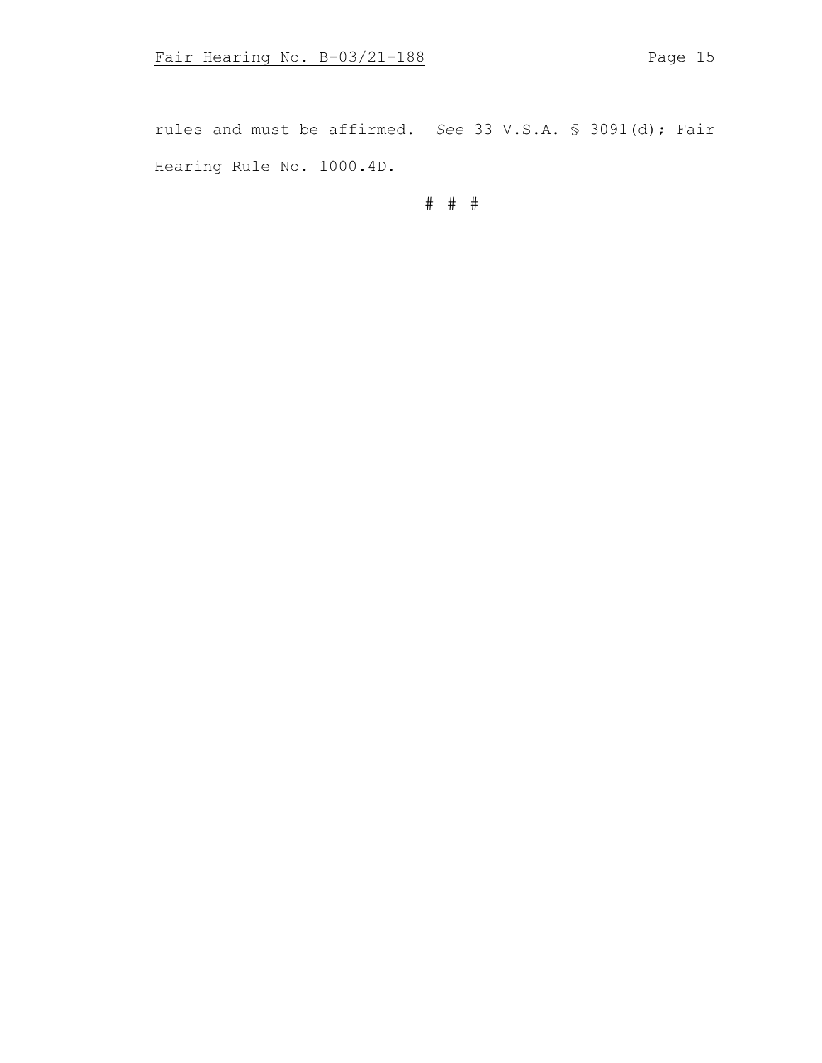rules and must be affirmed. *See* 33 V.S.A. § 3091(d); Fair Hearing Rule No. 1000.4D.

# # #